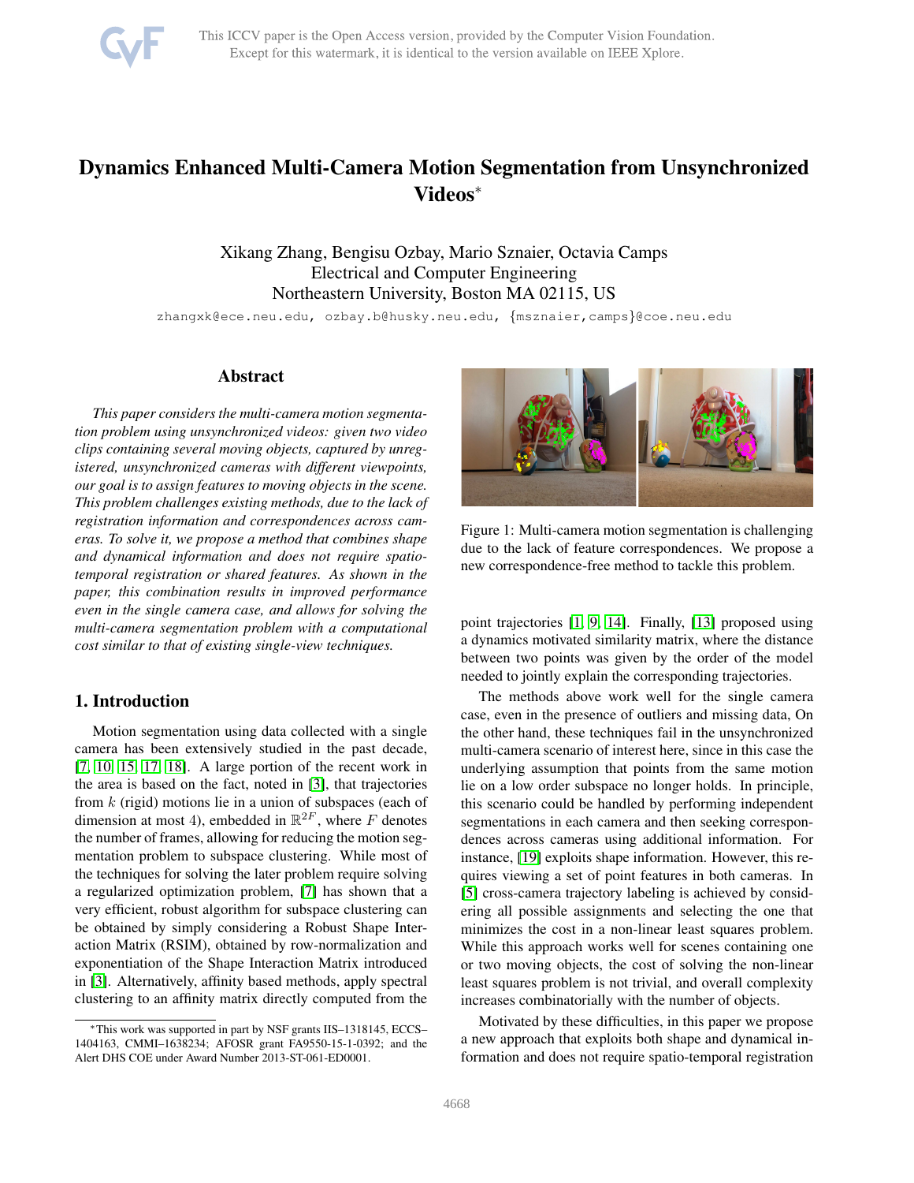# Dynamics Enhanced Multi-Camera Motion Segmentation from Unsynchronized Videos*

Xikang Zhang, Bengisu Ozbay, Mario Sznaier, Octavia Camps
Electrical and Computer Engineering
Northeastern University, Boston MA 02115, US

zhangxk@ece.neu.edu, ozbay.b@husky.neu.edu, {msznaier,camps}@coe.neu.edu

## Abstract

*This paper considers the multi-camera motion segmentation problem using unsynchronized videos: given two video clips containing several moving objects, captured by unregistered, unsynchronized cameras with different viewpoints, our goal is to assign features to moving objects in the scene. This problem challenges existing methods, due to the lack of registration information and correspondences across cameras. To solve it, we propose a method that combines shape and dynamical information and does not require spatio-temporal registration or shared features. As shown in the paper, this combination results in improved performance even in the single camera case, and allows for solving the multi-camera segmentation problem with a computational cost similar to that of existing single-view techniques.*

## 1. Introduction

Motion segmentation using data collected with a single camera has been extensively studied in the past decade, [7, 10, 15, 17, 18]. A large portion of the recent work in the area is based on the fact, noted in [3], that trajectories from $k$ (rigid) motions lie in a union of subspaces (each of dimension at most 4), embedded in $\mathbb{R}^{2F}$, where $F$ denotes the number of frames, allowing for reducing the motion segmentation problem to subspace clustering. While most of the techniques for solving the later problem require solving a regularized optimization problem, [7] has shown that a very efficient, robust algorithm for subspace clustering can be obtained by simply considering a Robust Shape Interaction Matrix (RSIM), obtained by row-normalization and exponentiation of the Shape Interaction Matrix introduced in [3]. Alternatively, affinity based methods, apply spectral clustering to an affinity matrix directly computed from the point trajectories [1, 9, 14]. Finally, [13] proposed using a dynamics motivated similarity matrix, where the distance between two points was given by the order of the model needed to jointly explain the corresponding trajectories.

Figure 1: Multi-camera motion segmentation is challenging due to the lack of feature correspondences. We propose a new correspondence-free method to tackle this problem.

The methods above work well for the single camera case, even in the presence of outliers and missing data, On the other hand, these techniques fail in the unsynchronized multi-camera scenario of interest here, since in this case the underlying assumption that points from the same motion lie on a low order subspace no longer holds. In principle, this scenario could be handled by performing independent segmentations in each camera and then seeking correspondences across cameras using additional information. For instance, [19] exploits shape information. However, this requires viewing a set of point features in both cameras. In [5] cross-camera trajectory labeling is achieved by considering all possible assignments and selecting the one that minimizes the cost in a non-linear least squares problem. While this approach works well for scenes containing one or two moving objects, the cost of solving the non-linear least squares problem is not trivial, and overall complexity increases combinatorially with the number of objects.

Motivated by these difficulties, in this paper we propose a new approach that exploits both shape and dynamical information and does not require spatio-temporal registration

*This work was supported in part by NSF grants IIS–1318145, ECCS–1404163, CMMI–1638234; AFOSR grant FA9550-15-1-0392; and the Alert DHS COE under Award Number 2013-ST-061-ED0001.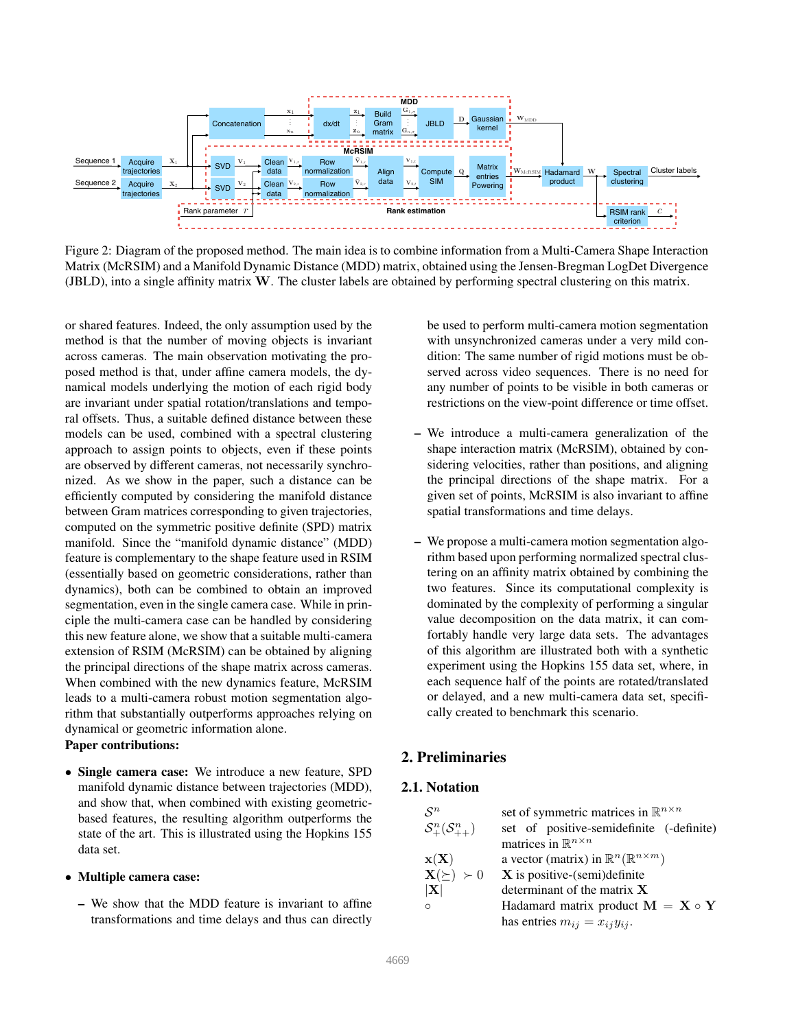Figure 2: Diagram of the proposed method. The main idea is to combine information from a Multi-Camera Shape Interaction Matrix (McRSIM) and a Manifold Dynamic Distance (MDD) matrix, obtained using the Jensen-Bregman LogDet Divergence (JBLD), into a single affinity matrix $\mathbf{W}$. The cluster labels are obtained by performing spectral clustering on this matrix.

or shared features. Indeed, the only assumption used by the method is that the number of moving objects is invariant across cameras. The main observation motivating the proposed method is that, under affine camera models, the dynamical models underlying the motion of each rigid body are invariant under spatial rotation/translations and temporal offsets. Thus, a suitable defined distance between these models can be used, combined with a spectral clustering approach to assign points to objects, even if these points are observed by different cameras, not necessarily synchronized. As we show in the paper, such a distance can be efficiently computed by considering the manifold distance between Gram matrices corresponding to given trajectories, computed on the symmetric positive definite (SPD) matrix manifold. Since the "manifold dynamic distance" (MDD) feature is complementary to the shape feature used in RSIM (essentially based on geometric considerations, rather than dynamics), both can be combined to obtain an improved segmentation, even in the single camera case. While in principle the multi-camera case can be handled by considering this new feature alone, we show that a suitable multi-camera extension of RSIM (McRSIM) can be obtained by aligning the principal directions of the shape matrix across cameras. When combined with the new dynamics feature, McRSIM leads to a multi-camera robust motion segmentation algorithm that substantially outperforms approaches relying on dynamical or geometric information alone.

**Paper contributions:**

- **Single camera case:** We introduce a new feature, SPD manifold dynamic distance between trajectories (MDD), and show that, when combined with existing geometric-based features, the resulting algorithm outperforms the state of the art. This is illustrated using the Hopkins 155 data set.
- **Multiple camera case:**
  - We show that the MDD feature is invariant to affine transformations and time delays and thus can directly be used to perform multi-camera motion segmentation with unsynchronized cameras under a very mild condition: The same number of rigid motions must be observed across video sequences. There is no need for any number of points to be visible in both cameras or restrictions on the view-point difference or time offset.
  - We introduce a multi-camera generalization of the shape interaction matrix (McRSIM), obtained by considering velocities, rather than positions, and aligning the principal directions of the shape matrix. For a given set of points, McRSIM is also invariant to affine spatial transformations and time delays.
  - We propose a multi-camera motion segmentation algorithm based upon performing normalized spectral clustering on an affinity matrix obtained by combining the two features. Since its computational complexity is dominated by the complexity of performing a singular value decomposition on the data matrix, it can comfortably handle very large data sets. The advantages of this algorithm are illustrated both with a synthetic experiment using the Hopkins 155 data set, where, in each sequence half of the points are rotated/translated or delayed, and a new multi-camera data set, specifically created to benchmark this scenario.

## 2. Preliminaries

### 2.1. Notation

| | |
|---|---|
| $\mathcal{S}^n$ | set of symmetric matrices in $\mathbb{R}^{n\times n}$ |
| $\mathcal{S}^n_+(\mathcal{S}^n_{++})$ | set of positive-semidefinite (-definite) matrices in $\mathbb{R}^{n\times n}$ |
| $\mathbf{x}(\mathbf{X})$ | a vector (matrix) in $\mathbb{R}^n(\mathbb{R}^{n\times m})$ |
| $\mathbf{X}(\succeq) \succ 0$ | $\mathbf{X}$ is positive-(semi)definite |
| $\lvert\mathbf{X}\rvert$ | determinant of the matrix $\mathbf{X}$ |
| $\circ$ | Hadamard matrix product $\mathbf{M} = \mathbf{X} \circ \mathbf{Y}$ has entries $m_{ij} = x_{ij}y_{ij}$. |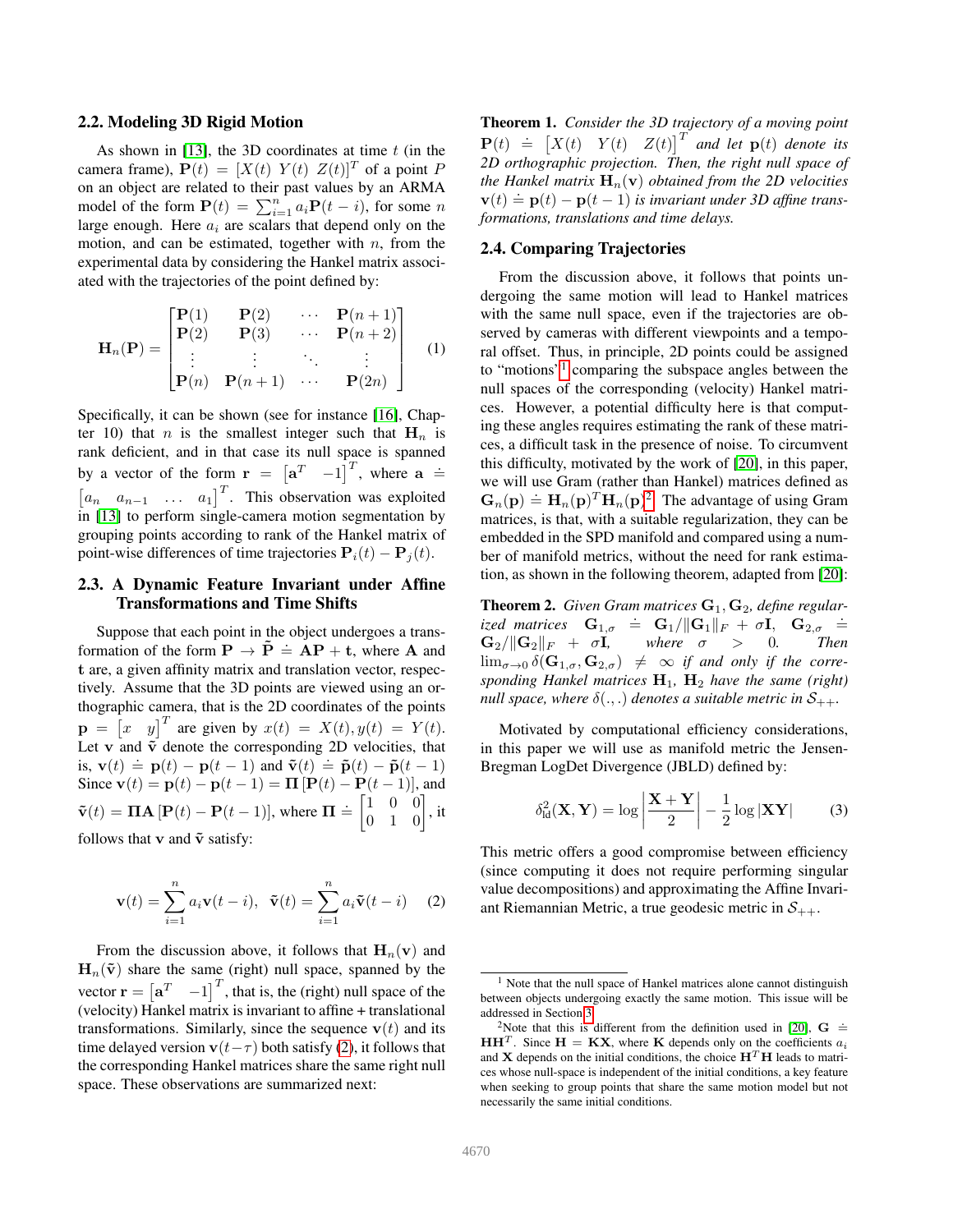### 2.2. Modeling 3D Rigid Motion

As shown in [13], the 3D coordinates at time $t$ (in the camera frame), $\mathbf{P}(t) = [X(t)\ Y(t)\ Z(t)]^T$ of a point $P$ on an object are related to their past values by an ARMA model of the form $\mathbf{P}(t) = \sum_{i=1}^{n} a_i \mathbf{P}(t-i)$, for some $n$ large enough. Here $a_i$ are scalars that depend only on the motion, and can be estimated, together with $n$, from the experimental data by considering the Hankel matrix associated with the trajectories of the point defined by:

$$\mathbf{H}_n(\mathbf{P}) = \begin{bmatrix} \mathbf{P}(1) & \mathbf{P}(2) & \cdots & \mathbf{P}(n+1) \\ \mathbf{P}(2) & \mathbf{P}(3) & \cdots & \mathbf{P}(n+2) \\ \vdots & \vdots & \ddots & \vdots \\ \mathbf{P}(n) & \mathbf{P}(n+1) & \cdots & \mathbf{P}(2n) \end{bmatrix} \quad (1)$$

Specifically, it can be shown (see for instance [16], Chapter 10) that $n$ is the smallest integer such that $\mathbf{H}_n$ is rank deficient, and in that case its null space is spanned by a vector of the form $\mathbf{r} = \begin{bmatrix} \mathbf{a}^T & -1 \end{bmatrix}^T$, where $\mathbf{a} \doteq \begin{bmatrix} a_n & a_{n-1} & \dots & a_1 \end{bmatrix}^T$. This observation was exploited in [13] to perform single-camera motion segmentation by grouping points according to rank of the Hankel matrix of point-wise differences of time trajectories $\mathbf{P}_i(t) - \mathbf{P}_j(t)$.

### 2.3. A Dynamic Feature Invariant under Affine Transformations and Time Shifts

Suppose that each point in the object undergoes a transformation of the form $\mathbf{P} \rightarrow \tilde{\mathbf{P}} \doteq \mathbf{A}\mathbf{P} + \mathbf{t}$, where $\mathbf{A}$ and $\mathbf{t}$ are, a given affinity matrix and translation vector, respectively. Assume that the 3D points are viewed using an orthographic camera, that is the 2D coordinates of the points $\mathbf{p} = \begin{bmatrix} x & y \end{bmatrix}^T$ are given by $x(t) = X(t), y(t) = Y(t)$. Let $\mathbf{v}$ and $\tilde{\mathbf{v}}$ denote the corresponding 2D velocities, that is, $\mathbf{v}(t) \doteq \mathbf{p}(t) - \mathbf{p}(t-1)$ and $\tilde{\mathbf{v}}(t) \doteq \tilde{\mathbf{p}}(t) - \tilde{\mathbf{p}}(t-1)$ Since $\mathbf{v}(t) = \mathbf{p}(t) - \mathbf{p}(t-1) = \mathbf{\Pi}\left[\mathbf{P}(t) - \mathbf{P}(t-1)\right]$, and $\tilde{\mathbf{v}}(t) = \mathbf{\Pi}\mathbf{A}\left[\mathbf{P}(t) - \mathbf{P}(t-1)\right]$, where $\mathbf{\Pi} \doteq \begin{bmatrix} 1 & 0 & 0 \\ 0 & 1 & 0 \end{bmatrix}$, it follows that $\mathbf{v}$ and $\tilde{\mathbf{v}}$ satisfy:

$$\mathbf{v}(t) = \sum_{i=1}^{n} a_i \mathbf{v}(t-i), \quad \tilde{\mathbf{v}}(t) = \sum_{i=1}^{n} a_i \tilde{\mathbf{v}}(t-i) \quad (2)$$

From the discussion above, it follows that $\mathbf{H}_n(\mathbf{v})$ and $\mathbf{H}_n(\tilde{\mathbf{v}})$ share the same (right) null space, spanned by the vector $\mathbf{r} = \begin{bmatrix} \mathbf{a}^T & -1 \end{bmatrix}^T$, that is, the (right) null space of the (velocity) Hankel matrix is invariant to affine + translational transformations. Similarly, since the sequence $\mathbf{v}(t)$ and its time delayed version $\mathbf{v}(t-\tau)$ both satisfy (2), it follows that the corresponding Hankel matrices share the same right null space. These observations are summarized next:

**Theorem 1.** *Consider the 3D trajectory of a moving point* $\mathbf{P}(t) \doteq \begin{bmatrix} X(t) & Y(t) & Z(t) \end{bmatrix}^T$ *and let* $\mathbf{p}(t)$ *denote its 2D orthographic projection. Then, the right null space of the Hankel matrix* $\mathbf{H}_n(\mathbf{v})$ *obtained from the 2D velocities* $\mathbf{v}(t) \doteq \mathbf{p}(t) - \mathbf{p}(t-1)$ *is invariant under 3D affine transformations, translations and time delays.*

### 2.4. Comparing Trajectories

From the discussion above, it follows that points undergoing the same motion will lead to Hankel matrices with the same null space, even if the trajectories are observed by cameras with different viewpoints and a temporal offset. Thus, in principle, 2D points could be assigned to "motions"[1] comparing the subspace angles between the null spaces of the corresponding (velocity) Hankel matrices. However, a potential difficulty here is that computing these angles requires estimating the rank of these matrices, a difficult task in the presence of noise. To circumvent this difficulty, motivated by the work of [20], in this paper, we will use Gram (rather than Hankel) matrices defined as $\mathbf{G}_n(\mathbf{p}) \doteq \mathbf{H}_n(\mathbf{p})^T \mathbf{H}_n(\mathbf{p})$[2]. The advantage of using Gram matrices, is that, with a suitable regularization, they can be embedded in the SPD manifold and compared using a number of manifold metrics, without the need for rank estimation, as shown in the following theorem, adapted from [20]:

**Theorem 2.** *Given Gram matrices* $\mathbf{G}_1, \mathbf{G}_2$*, define regularized matrices* $\mathbf{G}_{1,\sigma} \doteq \mathbf{G}_1/\|\mathbf{G}_1\|_F + \sigma\mathbf{I}$, $\mathbf{G}_{2,\sigma} \doteq \mathbf{G}_2/\|\mathbf{G}_2\|_F + \sigma\mathbf{I}$, *where* $\sigma > 0$. *Then* $\lim_{\sigma \to 0} \delta(\mathbf{G}_{1,\sigma}, \mathbf{G}_{2,\sigma}) \neq \infty$ *if and only if the corresponding Hankel matrices* $\mathbf{H}_1$, $\mathbf{H}_2$ *have the same (right) null space, where* $\delta(.,.)$ *denotes a suitable metric in* $\mathcal{S}_{++}$.

Motivated by computational efficiency considerations, in this paper we will use as manifold metric the Jensen-Bregman LogDet Divergence (JBLD) defined by:

$$\delta^2_{\text{ld}}(\mathbf{X}, \mathbf{Y}) = \log\left|\frac{\mathbf{X} + \mathbf{Y}}{2}\right| - \frac{1}{2}\log|\mathbf{X}\mathbf{Y}| \quad (3)$$

This metric offers a good compromise between efficiency (since computing it does not require performing singular value decompositions) and approximating the Affine Invariant Riemannian Metric, a true geodesic metric in $\mathcal{S}_{++}$.

---

[1] Note that the null space of Hankel matrices alone cannot distinguish between objects undergoing exactly the same motion. This issue will be addressed in Section 3.

[2] Note that this is different from the definition used in [20], $\mathbf{G} \doteq \mathbf{H}\mathbf{H}^T$. Since $\mathbf{H} = \mathbf{K}\mathbf{X}$, where $\mathbf{K}$ depends only on the coefficients $a_i$ and $\mathbf{X}$ depends on the initial conditions, the choice $\mathbf{H}^T\mathbf{H}$ leads to matrices whose null-space is independent of the initial conditions, a key feature when seeking to group points that share the same motion model but not necessarily the same initial conditions.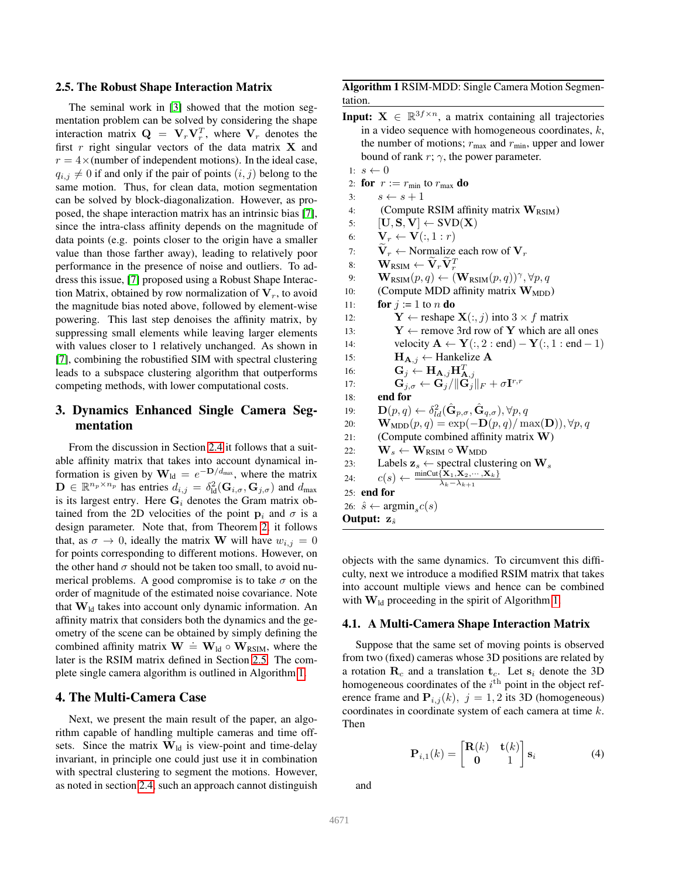### 2.5. The Robust Shape Interaction Matrix

The seminal work in [3] showed that the motion segmentation problem can be solved by considering the shape interaction matrix $\mathbf{Q} = \mathbf{V}_r\mathbf{V}_r^T$, where $\mathbf{V}_r$ denotes the first $r$ right singular vectors of the data matrix $\mathbf{X}$ and $r = 4\times$(number of independent motions). In the ideal case, $q_{i,j} \neq 0$ if and only if the pair of points $(i, j)$ belong to the same motion. Thus, for clean data, motion segmentation can be solved by block-diagonalization. However, as proposed, the shape interaction matrix has an intrinsic bias [7], since the intra-class affinity depends on the magnitude of data points (e.g. points closer to the origin have a smaller value than those farther away), leading to relatively poor performance in the presence of noise and outliers. To address this issue, [7] proposed using a Robust Shape Interaction Matrix, obtained by row normalization of $\mathbf{V}_r$, to avoid the magnitude bias noted above, followed by element-wise powering. This last step denoises the affinity matrix, by suppressing small elements while leaving larger elements with values closer to 1 relatively unchanged. As shown in [7], combining the robustified SIM with spectral clustering leads to a subspace clustering algorithm that outperforms competing methods, with lower computational costs.

## 3. Dynamics Enhanced Single Camera Segmentation

From the discussion in Section 2.4 it follows that a suitable affinity matrix that takes into account dynamical information is given by $\mathbf{W}_{\text{ld}} = e^{-\mathbf{D}/d_{\max}}$, where the matrix $\mathbf{D} \in \mathbb{R}^{n_p \times n_p}$ has entries $d_{i,j} = \delta^2_{\text{ld}}(\mathbf{G}_{i,\sigma}, \mathbf{G}_{j,\sigma})$ and $d_{\max}$ is its largest entry. Here $\mathbf{G}_i$ denotes the Gram matrix obtained from the 2D velocities of the point $\mathbf{p}_i$ and $\sigma$ is a design parameter. Note that, from Theorem 2, it follows that, as $\sigma \to 0$, ideally the matrix $\mathbf{W}$ will have $w_{i,j} = 0$ for points corresponding to different motions. However, on the other hand $\sigma$ should not be taken too small, to avoid numerical problems. A good compromise is to take $\sigma$ on the order of magnitude of the estimated noise covariance. Note that $\mathbf{W}_{\text{ld}}$ takes into account only dynamic information. An affinity matrix that considers both the dynamics and the geometry of the scene can be obtained by simply defining the combined affinity matrix $\mathbf{W} \doteq \mathbf{W}_{\text{ld}} \circ \mathbf{W}_{\text{RSIM}}$, where the later is the RSIM matrix defined in Section 2.5. The complete single camera algorithm is outlined in Algorithm 1.

**Algorithm 1** RSIM-MDD: Single Camera Motion Segmentation.

**Input:** $\mathbf{X} \in \mathbb{R}^{3f \times n}$, a matrix containing all trajectories in a video sequence with homogeneous coordinates, $k$, the number of motions; $r_{\max}$ and $r_{\min}$, upper and lower bound of rank $r$; $\gamma$, the power parameter.

```
1:  s ← 0
2:  for r := r_min to r_max do
3:      s ← s + 1
4:      (Compute RSIM affinity matrix W_RSIM)
5:      [U, S, V] ← SVD(X)
6:      V_r ← V(:, 1 : r)
7:      Ṽ_r ← Normalize each row of V_r
8:      W_RSIM ← Ṽ_r Ṽ_r^T
9:      W_RSIM(p, q) ← (W_RSIM(p, q))^γ, ∀p, q
10:     (Compute MDD affinity matrix W_MDD)
11:     for j := 1 to n do
12:         Y ← reshape X(:, j) into 3 × f matrix
13:         Y ← remove 3rd row of Y which are all ones
14:         velocity A ← Y(:, 2 : end) − Y(:, 1 : end − 1)
15:         H_{A,j} ← Hankelize A
16:         G_j ← H_{A,j} H_{A,j}^T
17:         G_{j,σ} ← G_j / ||G_j||_F + σ I^{r,r}
18:     end for
19:     D(p, q) ← δ²_ld(Ĝ_{p,σ}, Ĝ_{q,σ}), ∀p, q
20:     W_MDD(p, q) = exp(−D(p, q)/ max(D)), ∀p, q
21:     (Compute combined affinity matrix W)
22:     W_s ← W_RSIM ∘ W_MDD
23:     Labels z_s ← spectral clustering on W_s
24:     c(s) ← minCut{X_1, X_2, ..., X_k} / (λ_k − λ_{k+1})
25: end for
26: ŝ ← argmin_s c(s)
```

**Output:** $\mathbf{z}_{\hat{s}}$

## 4. The Multi-Camera Case

Next, we present the main result of the paper, an algorithm capable of handling multiple cameras and time offsets. Since the matrix $\mathbf{W}_{\text{ld}}$ is view-point and time-delay invariant, in principle one could just use it in combination with spectral clustering to segment the motions. However, as noted in section 2.4, such an approach cannot distinguish objects with the same dynamics. To circumvent this difficulty, next we introduce a modified RSIM matrix that takes into account multiple views and hence can be combined with $\mathbf{W}_{\text{ld}}$ proceeding in the spirit of Algorithm 1.

### 4.1. A Multi-Camera Shape Interaction Matrix

Suppose that the same set of moving points is observed from two (fixed) cameras whose 3D positions are related by a rotation $\mathbf{R}_c$ and a translation $\mathbf{t}_c$. Let $\mathbf{s}_i$ denote the 3D homogeneous coordinates of the $i^{\text{th}}$ point in the object reference frame and $\mathbf{P}_{i,j}(k)$, $j = 1, 2$ its 3D (homogeneous) coordinates in coordinate system of each camera at time $k$. Then

$$\mathbf{P}_{i,1}(k) = \begin{bmatrix} \mathbf{R}(k) & \mathbf{t}(k) \\ \mathbf{0} & 1 \end{bmatrix} \mathbf{s}_i \tag{4}$$

and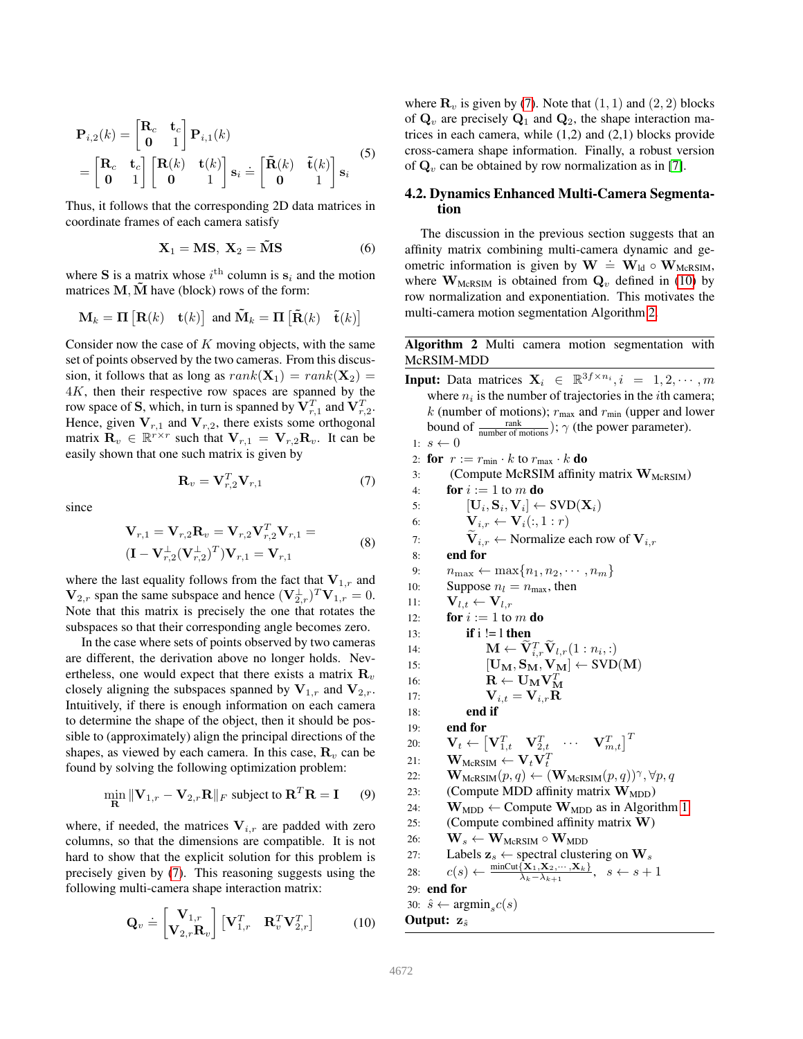$$
\mathbf{P}_{i,2}(k) = \begin{bmatrix} \mathbf{R}_c & \mathbf{t}_c \\ \mathbf{0} & 1 \end{bmatrix} \mathbf{P}_{i,1}(k)
$$

$$
= \begin{bmatrix} \mathbf{R}_c & \mathbf{t}_c \\ \mathbf{0} & 1 \end{bmatrix} \begin{bmatrix} \mathbf{R}(k) & \mathbf{t}(k) \\ \mathbf{0} & 1 \end{bmatrix} \mathbf{s}_i \doteq \begin{bmatrix} \tilde{\mathbf{R}}(k) & \tilde{\mathbf{t}}(k) \\ \mathbf{0} & 1 \end{bmatrix} \mathbf{s}_i \tag{5}
$$

Thus, it follows that the corresponding 2D data matrices in coordinate frames of each camera satisfy

$$
\mathbf{X}_1 = \mathbf{MS}, \ \mathbf{X}_2 = \tilde{\mathbf{M}}\mathbf{S} \tag{6}
$$

where $\mathbf{S}$ is a matrix whose $i^{\text{th}}$ column is $\mathbf{s}_i$ and the motion matrices $\mathbf{M}, \tilde{\mathbf{M}}$ have (block) rows of the form:

$$
\mathbf{M}_k = \mathbf{\Pi} \begin{bmatrix} \mathbf{R}(k) & \mathbf{t}(k) \end{bmatrix} \text{ and } \tilde{\mathbf{M}}_k = \mathbf{\Pi} \begin{bmatrix} \tilde{\mathbf{R}}(k) & \tilde{\mathbf{t}}(k) \end{bmatrix}
$$

Consider now the case of $K$ moving objects, with the same set of points observed by the two cameras. From this discussion, it follows that as long as $rank(\mathbf{X}_1) = rank(\mathbf{X}_2) = 4K$, then their respective row spaces are spanned by the row space of $\mathbf{S}$, which, in turn is spanned by $\mathbf{V}_{r,1}^T$ and $\mathbf{V}_{r,2}^T$. Hence, given $\mathbf{V}_{r,1}$ and $\mathbf{V}_{r,2}$, there exists some orthogonal matrix $\mathbf{R}_v \in \mathbb{R}^{r \times r}$ such that $\mathbf{V}_{r,1} = \mathbf{V}_{r,2}\mathbf{R}_v$. It can be easily shown that one such matrix is given by

$$
\mathbf{R}_v = \mathbf{V}_{r,2}^T \mathbf{V}_{r,1} \tag{7}
$$

since

$$
\mathbf{V}_{r,1} = \mathbf{V}_{r,2}\mathbf{R}_v = \mathbf{V}_{r,2}\mathbf{V}_{r,2}^T\mathbf{V}_{r,1} = (\mathbf{I} - \mathbf{V}_{r,2}^{\perp}(\mathbf{V}_{r,2}^{\perp})^T)\mathbf{V}_{r,1} = \mathbf{V}_{r,1} \tag{8}
$$

where the last equality follows from the fact that $\mathbf{V}_{1,r}$ and $\mathbf{V}_{2,r}$ span the same subspace and hence $(\mathbf{V}_{2,r}^{\perp})^T\mathbf{V}_{1,r} = 0$. Note that this matrix is precisely the one that rotates the subspaces so that their corresponding angle becomes zero.

In the case where sets of points observed by two cameras are different, the derivation above no longer holds. Nevertheless, one would expect that there exists a matrix $\mathbf{R}_v$ closely aligning the subspaces spanned by $\mathbf{V}_{1,r}$ and $\mathbf{V}_{2,r}$. Intuitively, if there is enough information on each camera to determine the shape of the object, then it should be possible to (approximately) align the principal directions of the shapes, as viewed by each camera. In this case, $\mathbf{R}_v$ can be found by solving the following optimization problem:

$$
\min_{\mathbf{R}} \|\mathbf{V}_{1,r} - \mathbf{V}_{2,r}\mathbf{R}\|_F \text{ subject to } \mathbf{R}^T\mathbf{R} = \mathbf{I} \tag{9}
$$

where, if needed, the matrices $\mathbf{V}_{i,r}$ are padded with zero columns, so that the dimensions are compatible. It is not hard to show that the explicit solution for this problem is precisely given by (7). This reasoning suggests using the following multi-camera shape interaction matrix:

$$
\mathbf{Q}_v \doteq \begin{bmatrix} \mathbf{V}_{1,r} \\ \mathbf{V}_{2,r}\mathbf{R}_v \end{bmatrix} \begin{bmatrix} \mathbf{V}_{1,r}^T & \mathbf{R}_v^T\mathbf{V}_{2,r}^T \end{bmatrix} \tag{10}
$$

where $\mathbf{R}_v$ is given by (7). Note that $(1,1)$ and $(2,2)$ blocks of $\mathbf{Q}_v$ are precisely $\mathbf{Q}_1$ and $\mathbf{Q}_2$, the shape interaction matrices in each camera, while (1,2) and (2,1) blocks provide cross-camera shape information. Finally, a robust version of $\mathbf{Q}_v$ can be obtained by row normalization as in [7].

## 4.2. Dynamics Enhanced Multi-Camera Segmentation

The discussion in the previous section suggests that an affinity matrix combining multi-camera dynamic and geometric information is given by $\mathbf{W} \doteq \mathbf{W}_{\text{ld}} \circ \mathbf{W}_{\text{McRSIM}}$, where $\mathbf{W}_{\text{McRSIM}}$ is obtained from $\mathbf{Q}_v$ defined in (10) by row normalization and exponentiation. This motivates the multi-camera motion segmentation Algorithm 2.

**Algorithm 2** Multi camera motion segmentation with McRSIM-MDD

**Input:** Data matrices $\mathbf{X}_i \in \mathbb{R}^{3f \times n_i}, i = 1, 2, \cdots, m$ where $n_i$ is the number of trajectories in the $i$th camera; $k$ (number of motions); $r_{\max}$ and $r_{\min}$ (upper and lower bound of $\frac{\text{rank}}{\text{number of motions}}$); $\gamma$ (the power parameter).

1: $s \leftarrow 0$
2: **for** $r := r_{\min} \cdot k$ to $r_{\max} \cdot k$ **do**
3: (Compute McRSIM affinity matrix $\mathbf{W}_{\text{McRSIM}}$)
4: **for** $i := 1$ to $m$ **do**
5: $[\mathbf{U}_i, \mathbf{S}_i, \mathbf{V}_i] \leftarrow \text{SVD}(\mathbf{X}_i)$
6: $\mathbf{V}_{i,r} \leftarrow \mathbf{V}_i(:, 1:r)$
7: $\widetilde{\mathbf{V}}_{i,r} \leftarrow$ Normalize each row of $\mathbf{V}_{i,r}$
8: **end for**
9: $n_{\max} \leftarrow \max\{n_1, n_2, \cdots, n_m\}$
10: Suppose $n_l = n_{\max}$, then
11: $\mathbf{V}_{l,t} \leftarrow \mathbf{V}_{l,r}$
12: **for** $i := 1$ to $m$ **do**
13: **if** i != l **then**
14: $\mathbf{M} \leftarrow \widetilde{\mathbf{V}}_{i,r}^T \widetilde{\mathbf{V}}_{l,r}(1:n_i, :)$
15: $[\mathbf{U}_\mathbf{M}, \mathbf{S}_\mathbf{M}, \mathbf{V}_\mathbf{M}] \leftarrow \text{SVD}(\mathbf{M})$
16: $\mathbf{R} \leftarrow \mathbf{U}_\mathbf{M}\mathbf{V}_\mathbf{M}^T$
17: $\mathbf{V}_{i,t} = \mathbf{V}_{i,r}\mathbf{R}$
18: **end if**
19: **end for**
20: $\mathbf{V}_t \leftarrow \begin{bmatrix} \mathbf{V}_{1,t}^T & \mathbf{V}_{2,t}^T & \cdots & \mathbf{V}_{m,t}^T \end{bmatrix}^T$
21: $\mathbf{W}_{\text{McRSIM}} \leftarrow \mathbf{V}_t\mathbf{V}_t^T$
22: $\mathbf{W}_{\text{McRSIM}}(p,q) \leftarrow (\mathbf{W}_{\text{McRSIM}}(p,q))^\gamma, \forall p, q$
23: (Compute MDD affinity matrix $\mathbf{W}_{\text{MDD}}$)
24: $\mathbf{W}_{\text{MDD}} \leftarrow$ Compute $\mathbf{W}_{\text{MDD}}$ as in Algorithm 1
25: (Compute combined affinity matrix $\mathbf{W}$)
26: $\mathbf{W}_s \leftarrow \mathbf{W}_{\text{McRSIM}} \circ \mathbf{W}_{\text{MDD}}$
27: Labels $\mathbf{z}_s \leftarrow$ spectral clustering on $\mathbf{W}_s$
28: $c(s) \leftarrow \frac{\text{minCut}\{\mathbf{X}_1, \mathbf{X}_2, \cdots, \mathbf{X}_k\}}{\lambda_k - \lambda_{k+1}}, \quad s \leftarrow s + 1$
29: **end for**
30: $\hat{s} \leftarrow \text{argmin}_s c(s)$

**Output:** $\mathbf{z}_{\hat{s}}$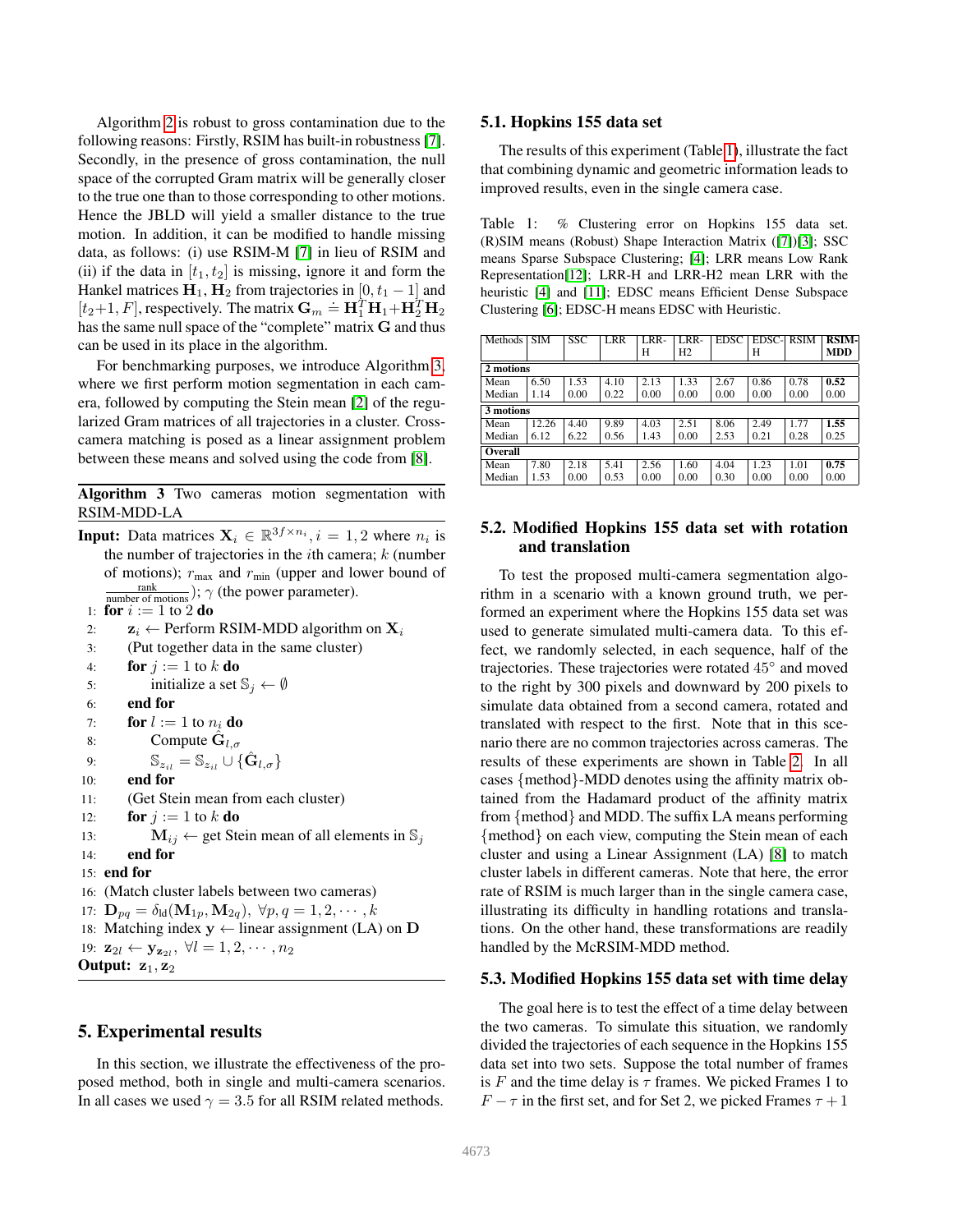Algorithm 2 is robust to gross contamination due to the following reasons: Firstly, RSIM has built-in robustness [7]. Secondly, in the presence of gross contamination, the null space of the corrupted Gram matrix will be generally closer to the true one than to those corresponding to other motions. Hence the JBLD will yield a smaller distance to the true motion. In addition, it can be modified to handle missing data, as follows: (i) use RSIM-M [7] in lieu of RSIM and (ii) if the data in $[t_1, t_2]$ is missing, ignore it and form the Hankel matrices $\mathbf{H}_1, \mathbf{H}_2$ from trajectories in $[0, t_1 - 1]$ and $[t_2+1, F]$, respectively. The matrix $\mathbf{G}_m \doteq \mathbf{H}_1^T\mathbf{H}_1 + \mathbf{H}_2^T\mathbf{H}_2$ has the same null space of the "complete" matrix $\mathbf{G}$ and thus can be used in its place in the algorithm.

For benchmarking purposes, we introduce Algorithm 3, where we first perform motion segmentation in each camera, followed by computing the Stein mean [2] of the regularized Gram matrices of all trajectories in a cluster. Cross-camera matching is posed as a linear assignment problem between these means and solved using the code from [8].

**Algorithm 3** Two cameras motion segmentation with RSIM-MDD-LA

**Input:** Data matrices $\mathbf{X}_i \in \mathbb{R}^{3f \times n_i}, i = 1, 2$ where $n_i$ is the number of trajectories in the $i$th camera; $k$ (number of motions); $r_{\max}$ and $r_{\min}$ (upper and lower bound of $\frac{\text{rank}}{\text{number of motions}}$); $\gamma$ (the power parameter).

```
1:  for i := 1 to 2 do
2:      z_i ← Perform RSIM-MDD algorithm on X_i
3:      (Put together data in the same cluster)
4:      for j := 1 to k do
5:          initialize a set S_j ← ∅
6:      end for
7:      for l := 1 to n_i do
8:          Compute Ĝ_{l,σ}
9:          S_{z_il} = S_{z_il} ∪ {Ĝ_{l,σ}}
10:     end for
11:     (Get Stein mean from each cluster)
12:     for j := 1 to k do
13:         M_ij ← get Stein mean of all elements in S_j
14:     end for
15: end for
16: (Match cluster labels between two cameras)
17: D_pq = δ_ld(M_1p, M_2q), ∀p, q = 1, 2, ..., k
18: Matching index y ← linear assignment (LA) on D
19: z_2l ← y_{z_2l}, ∀l = 1, 2, ..., n_2
```

**Output:** $\mathbf{z}_1, \mathbf{z}_2$

## 5. Experimental results

In this section, we illustrate the effectiveness of the proposed method, both in single and multi-camera scenarios. In all cases we used $\gamma = 3.5$ for all RSIM related methods.

### 5.1. Hopkins 155 data set

The results of this experiment (Table 1), illustrate the fact that combining dynamic and geometric information leads to improved results, even in the single camera case.

Table 1: % Clustering error on Hopkins 155 data set. (R)SIM means (Robust) Shape Interaction Matrix ([7])[3]; SSC means Sparse Subspace Clustering; [4]; LRR means Low Rank Representation[12]; LRR-H and LRR-H2 mean LRR with the heuristic [4] and [11]; EDSC means Efficient Dense Subspace Clustering [6]; EDSC-H means EDSC with Heuristic.

| Methods | SIM | SSC | LRR | LRR-H | LRR-H2 | EDSC | EDSC-H | RSIM | **RSIM-MDD** |
|---|---|---|---|---|---|---|---|---|---|
| **2 motions** | | | | | | | | | |
| Mean | 6.50 | 1.53 | 4.10 | 2.13 | 1.33 | 2.67 | 0.86 | 0.78 | **0.52** |
| Median | 1.14 | 0.00 | 0.22 | 0.00 | 0.00 | 0.00 | 0.00 | 0.00 | 0.00 |
| **3 motions** | | | | | | | | | |
| Mean | 12.26 | 4.40 | 9.89 | 4.03 | 2.51 | 8.06 | 2.49 | 1.77 | **1.55** |
| Median | 6.12 | 6.22 | 0.56 | 1.43 | 0.00 | 2.53 | 0.21 | 0.28 | 0.25 |
| **Overall** | | | | | | | | | |
| Mean | 7.80 | 2.18 | 5.41 | 2.56 | 1.60 | 4.04 | 1.23 | 1.01 | **0.75** |
| Median | 1.53 | 0.00 | 0.53 | 0.00 | 0.00 | 0.30 | 0.00 | 0.00 | 0.00 |

### 5.2. Modified Hopkins 155 data set with rotation and translation

To test the proposed multi-camera segmentation algorithm in a scenario with a known ground truth, we performed an experiment where the Hopkins 155 data set was used to generate simulated multi-camera data. To this effect, we randomly selected, in each sequence, half of the trajectories. These trajectories were rotated $45^{\circ}$ and moved to the right by 300 pixels and downward by 200 pixels to simulate data obtained from a second camera, rotated and translated with respect to the first. Note that in this scenario there are no common trajectories across cameras. The results of these experiments are shown in Table 2. In all cases {method}-MDD denotes using the affinity matrix obtained from the Hadamard product of the affinity matrix from {method} and MDD. The suffix LA means performing {method} on each view, computing the Stein mean of each cluster and using a Linear Assignment (LA) [8] to match cluster labels in different cameras. Note that here, the error rate of RSIM is much larger than in the single camera case, illustrating its difficulty in handling rotations and translations. On the other hand, these transformations are readily handled by the McRSIM-MDD method.

### 5.3. Modified Hopkins 155 data set with time delay

The goal here is to test the effect of a time delay between the two cameras. To simulate this situation, we randomly divided the trajectories of each sequence in the Hopkins 155 data set into two sets. Suppose the total number of frames is $F$ and the time delay is $\tau$ frames. We picked Frames 1 to $F - \tau$ in the first set, and for Set 2, we picked Frames $\tau + 1$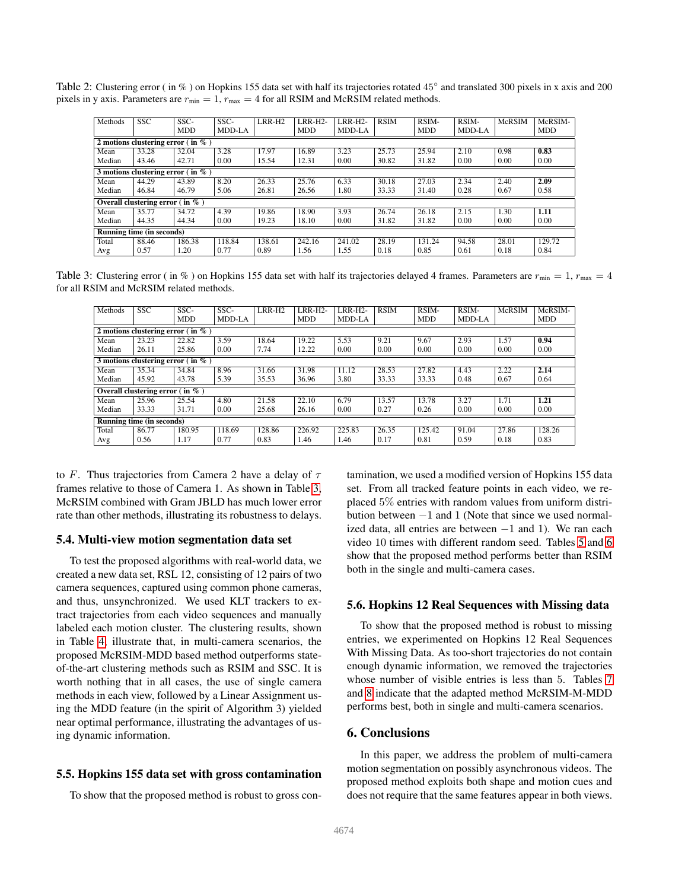Table 2: Clustering error ( in % ) on Hopkins 155 data set with half its trajectories rotated $45^{\circ}$ and translated 300 pixels in x axis and 200 pixels in y axis. Parameters are $r_{\min} = 1$, $r_{\max} = 4$ for all RSIM and McRSIM related methods.

| Methods | SSC | SSC-MDD | SSC-MDD-LA | LRR-H2 | LRR-H2-MDD | LRR-H2-MDD-LA | RSIM | RSIM-MDD | RSIM-MDD-LA | McRSIM | McRSIM-MDD |
|---|---|---|---|---|---|---|---|---|---|---|---|
| **2 motions clustering error ( in % )** | | | | | | | | | | | |
| Mean | 33.28 | 32.04 | 3.28 | 17.97 | 16.89 | 3.23 | 25.73 | 25.94 | 2.10 | 0.98 | **0.83** |
| Median | 43.46 | 42.71 | 0.00 | 15.54 | 12.31 | 0.00 | 30.82 | 31.82 | 0.00 | 0.00 | 0.00 |
| **3 motions clustering error ( in % )** | | | | | | | | | | | |
| Mean | 44.29 | 43.89 | 8.20 | 26.33 | 25.76 | 6.33 | 30.18 | 27.03 | 2.34 | 2.40 | **2.09** |
| Median | 46.84 | 46.79 | 5.06 | 26.81 | 26.56 | 1.80 | 33.33 | 31.40 | 0.28 | 0.67 | 0.58 |
| **Overall clustering error ( in % )** | | | | | | | | | | | |
| Mean | 35.77 | 34.72 | 4.39 | 19.86 | 18.90 | 3.93 | 26.74 | 26.18 | 2.15 | 1.30 | **1.11** |
| Median | 44.35 | 44.34 | 0.00 | 19.23 | 18.10 | 0.00 | 31.82 | 31.82 | 0.00 | 0.00 | 0.00 |
| **Running time (in seconds)** | | | | | | | | | | | |
| Total | 88.46 | 186.38 | 118.84 | 138.61 | 242.16 | 241.02 | 28.19 | 131.24 | 94.58 | 28.01 | 129.72 |
| Avg | 0.57 | 1.20 | 0.77 | 0.89 | 1.56 | 1.55 | 0.18 | 0.85 | 0.61 | 0.18 | 0.84 |

Table 3: Clustering error ( in % ) on Hopkins 155 data set with half its trajectories delayed 4 frames. Parameters are $r_{\min} = 1$, $r_{\max} = 4$ for all RSIM and McRSIM related methods.

| Methods | SSC | SSC-MDD | SSC-MDD-LA | LRR-H2 | LRR-H2-MDD | LRR-H2-MDD-LA | RSIM | RSIM-MDD | RSIM-MDD-LA | McRSIM | McRSIM-MDD |
|---|---|---|---|---|---|---|---|---|---|---|---|
| **2 motions clustering error ( in % )** | | | | | | | | | | | |
| Mean | 23.23 | 22.82 | 3.59 | 18.64 | 19.22 | 5.53 | 9.21 | 9.67 | 2.93 | 1.57 | **0.94** |
| Median | 26.11 | 25.86 | 0.00 | 7.74 | 12.22 | 0.00 | 0.00 | 0.00 | 0.00 | 0.00 | 0.00 |
| **3 motions clustering error ( in % )** | | | | | | | | | | | |
| Mean | 35.34 | 34.84 | 8.96 | 31.66 | 31.98 | 11.12 | 28.53 | 27.82 | 4.43 | 2.22 | **2.14** |
| Median | 45.92 | 43.78 | 5.39 | 35.53 | 36.96 | 3.80 | 33.33 | 33.33 | 0.48 | 0.67 | 0.64 |
| **Overall clustering error ( in % )** | | | | | | | | | | | |
| Mean | 25.96 | 25.54 | 4.80 | 21.58 | 22.10 | 6.79 | 13.57 | 13.78 | 3.27 | 1.71 | **1.21** |
| Median | 33.33 | 31.71 | 0.00 | 25.68 | 26.16 | 0.00 | 0.27 | 0.26 | 0.00 | 0.00 | 0.00 |
| **Running time (in seconds)** | | | | | | | | | | | |
| Total | 86.77 | 180.95 | 118.69 | 128.86 | 226.92 | 225.83 | 26.35 | 125.42 | 91.04 | 27.86 | 128.26 |
| Avg | 0.56 | 1.17 | 0.77 | 0.83 | 1.46 | 1.46 | 0.17 | 0.81 | 0.59 | 0.18 | 0.83 |

to $F$. Thus trajectories from Camera 2 have a delay of $\tau$ frames relative to those of Camera 1. As shown in Table 3, McRSIM combined with Gram JBLD has much lower error rate than other methods, illustrating its robustness to delays.

### 5.4. Multi-view motion segmentation data set

To test the proposed algorithms with real-world data, we created a new data set, RSL 12, consisting of 12 pairs of two camera sequences, captured using common phone cameras, and thus, unsynchronized. We used KLT trackers to extract trajectories from each video sequences and manually labeled each motion cluster. The clustering results, shown in Table 4, illustrate that, in multi-camera scenarios, the proposed McRSIM-MDD based method outperforms state-of-the-art clustering methods such as RSIM and SSC. It is worth nothing that in all cases, the use of single camera methods in each view, followed by a Linear Assignment using the MDD feature (in the spirit of Algorithm 3) yielded near optimal performance, illustrating the advantages of using dynamic information.

### 5.5. Hopkins 155 data set with gross contamination

To show that the proposed method is robust to gross contamination, we used a modified version of Hopkins 155 data set. From all tracked feature points in each video, we replaced $5\%$ entries with random values from uniform distribution between $-1$ and $1$ (Note that since we used normalized data, all entries are between $-1$ and 1). We ran each video 10 times with different random seed. Tables 5 and 6 show that the proposed method performs better than RSIM both in the single and multi-camera cases.

### 5.6. Hopkins 12 Real Sequences with Missing data

To show that the proposed method is robust to missing entries, we experimented on Hopkins 12 Real Sequences With Missing Data. As too-short trajectories do not contain enough dynamic information, we removed the trajectories whose number of visible entries is less than 5. Tables 7 and 8 indicate that the adapted method McRSIM-M-MDD performs best, both in single and multi-camera scenarios.

## 6. Conclusions

In this paper, we address the problem of multi-camera motion segmentation on possibly asynchronous videos. The proposed method exploits both shape and motion cues and does not require that the same features appear in both views.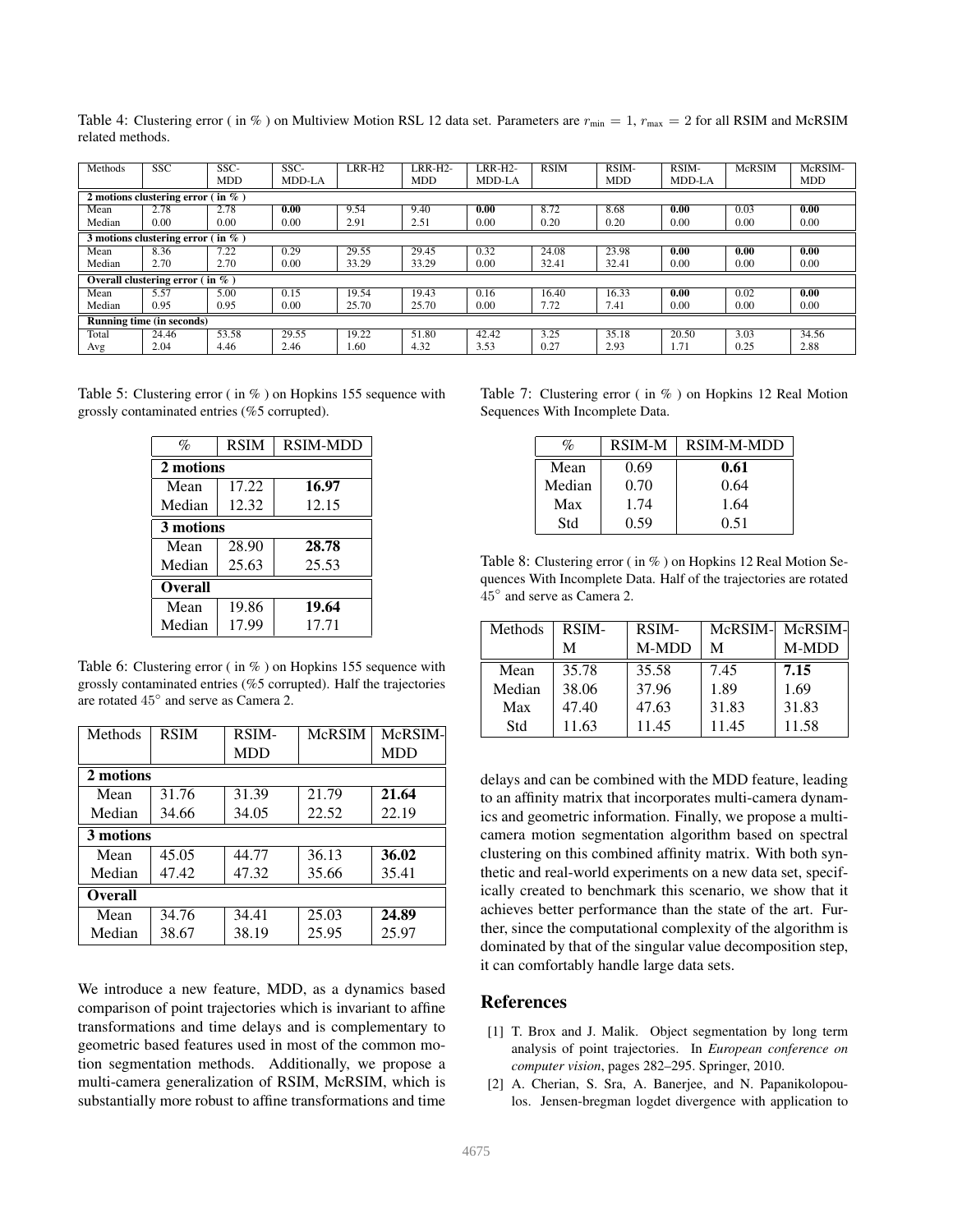Table 4: Clustering error ( in % ) on Multiview Motion RSL 12 data set. Parameters are $r_{\min} = 1$, $r_{\max} = 2$ for all RSIM and McRSIM related methods.

| Methods | SSC | SSC-MDD | SSC-MDD-LA | LRR-H2 | LRR-H2-MDD | LRR-H2-MDD-LA | RSIM | RSIM-MDD | RSIM-MDD-LA | McRSIM | McRSIM-MDD |
|---|---|---|---|---|---|---|---|---|---|---|---|
| **2 motions clustering error ( in % )** | | | | | | | | | | | |
| Mean | 2.78 | 2.78 | **0.00** | 9.54 | 9.40 | **0.00** | 8.72 | 8.68 | **0.00** | 0.03 | **0.00** |
| Median | 0.00 | 0.00 | 0.00 | 2.91 | 2.51 | 0.00 | 0.20 | 0.20 | 0.00 | 0.00 | 0.00 |
| **3 motions clustering error ( in % )** | | | | | | | | | | | |
| Mean | 8.36 | 7.22 | 0.29 | 29.55 | 29.45 | 0.32 | 24.08 | 23.98 | **0.00** | **0.00** | **0.00** |
| Median | 2.70 | 2.70 | 0.00 | 33.29 | 33.29 | 0.00 | 32.41 | 32.41 | 0.00 | 0.00 | 0.00 |
| **Overall clustering error ( in % )** | | | | | | | | | | | |
| Mean | 5.57 | 5.00 | 0.15 | 19.54 | 19.43 | 0.16 | 16.40 | 16.33 | **0.00** | 0.02 | **0.00** |
| Median | 0.95 | 0.95 | 0.00 | 25.70 | 25.70 | 0.00 | 7.72 | 7.41 | 0.00 | 0.00 | 0.00 |
| **Running time (in seconds)** | | | | | | | | | | | |
| Total | 24.46 | 53.58 | 29.55 | 19.22 | 51.80 | 42.42 | 3.25 | 35.18 | 20.50 | 3.03 | 34.56 |
| Avg | 2.04 | 4.46 | 2.46 | 1.60 | 4.32 | 3.53 | 0.27 | 2.93 | 1.71 | 0.25 | 2.88 |

Table 5: Clustering error ( in % ) on Hopkins 155 sequence with grossly contaminated entries (%5 corrupted).

| % | RSIM | RSIM-MDD |
|---|---|---|
| **2 motions** | | |
| Mean | 17.22 | **16.97** |
| Median | 12.32 | 12.15 |
| **3 motions** | | |
| Mean | 28.90 | **28.78** |
| Median | 25.63 | 25.53 |
| **Overall** | | |
| Mean | 19.86 | **19.64** |
| Median | 17.99 | 17.71 |

Table 6: Clustering error ( in % ) on Hopkins 155 sequence with grossly contaminated entries (%5 corrupted). Half the trajectories are rotated $45^\circ$ and serve as Camera 2.

| Methods | RSIM | RSIM-MDD | McRSIM | McRSIM-MDD |
|---|---|---|---|---|
| **2 motions** | | | | |
| Mean | 31.76 | 31.39 | 21.79 | **21.64** |
| Median | 34.66 | 34.05 | 22.52 | 22.19 |
| **3 motions** | | | | |
| Mean | 45.05 | 44.77 | 36.13 | **36.02** |
| Median | 47.42 | 47.32 | 35.66 | 35.41 |
| **Overall** | | | | |
| Mean | 34.76 | 34.41 | 25.03 | **24.89** |
| Median | 38.67 | 38.19 | 25.95 | 25.97 |

Table 7: Clustering error ( in % ) on Hopkins 12 Real Motion Sequences With Incomplete Data.

| % | RSIM-M | RSIM-M-MDD |
|---|---|---|
| Mean | 0.69 | **0.61** |
| Median | 0.70 | 0.64 |
| Max | 1.74 | 1.64 |
| Std | 0.59 | 0.51 |

Table 8: Clustering error ( in % ) on Hopkins 12 Real Motion Sequences With Incomplete Data. Half of the trajectories are rotated $45^\circ$ and serve as Camera 2.

| Methods | RSIM-M | RSIM-M-MDD | McRSIM-M | McRSIM-M-MDD |
|---|---|---|---|---|
| Mean | 35.78 | 35.58 | 7.45 | **7.15** |
| Median | 38.06 | 37.96 | 1.89 | 1.69 |
| Max | 47.40 | 47.63 | 31.83 | 31.83 |
| Std | 11.63 | 11.45 | 11.45 | 11.58 |

We introduce a new feature, MDD, as a dynamics based comparison of point trajectories which is invariant to affine transformations and time delays and is complementary to geometric based features used in most of the common motion segmentation methods. Additionally, we propose a multi-camera generalization of RSIM, McRSIM, which is substantially more robust to affine transformations and time delays and can be combined with the MDD feature, leading to an affinity matrix that incorporates multi-camera dynamics and geometric information. Finally, we propose a multi-camera motion segmentation algorithm based on spectral clustering on this combined affinity matrix. With both synthetic and real-world experiments on a new data set, specifically created to benchmark this scenario, we show that it achieves better performance than the state of the art. Further, since the computational complexity of the algorithm is dominated by that of the singular value decomposition step, it can comfortably handle large data sets.

## References

[1] T. Brox and J. Malik. Object segmentation by long term analysis of point trajectories. In *European conference on computer vision*, pages 282–295. Springer, 2010.

[2] A. Cherian, S. Sra, A. Banerjee, and N. Papanikolopoulos. Jensen-bregman logdet divergence with application to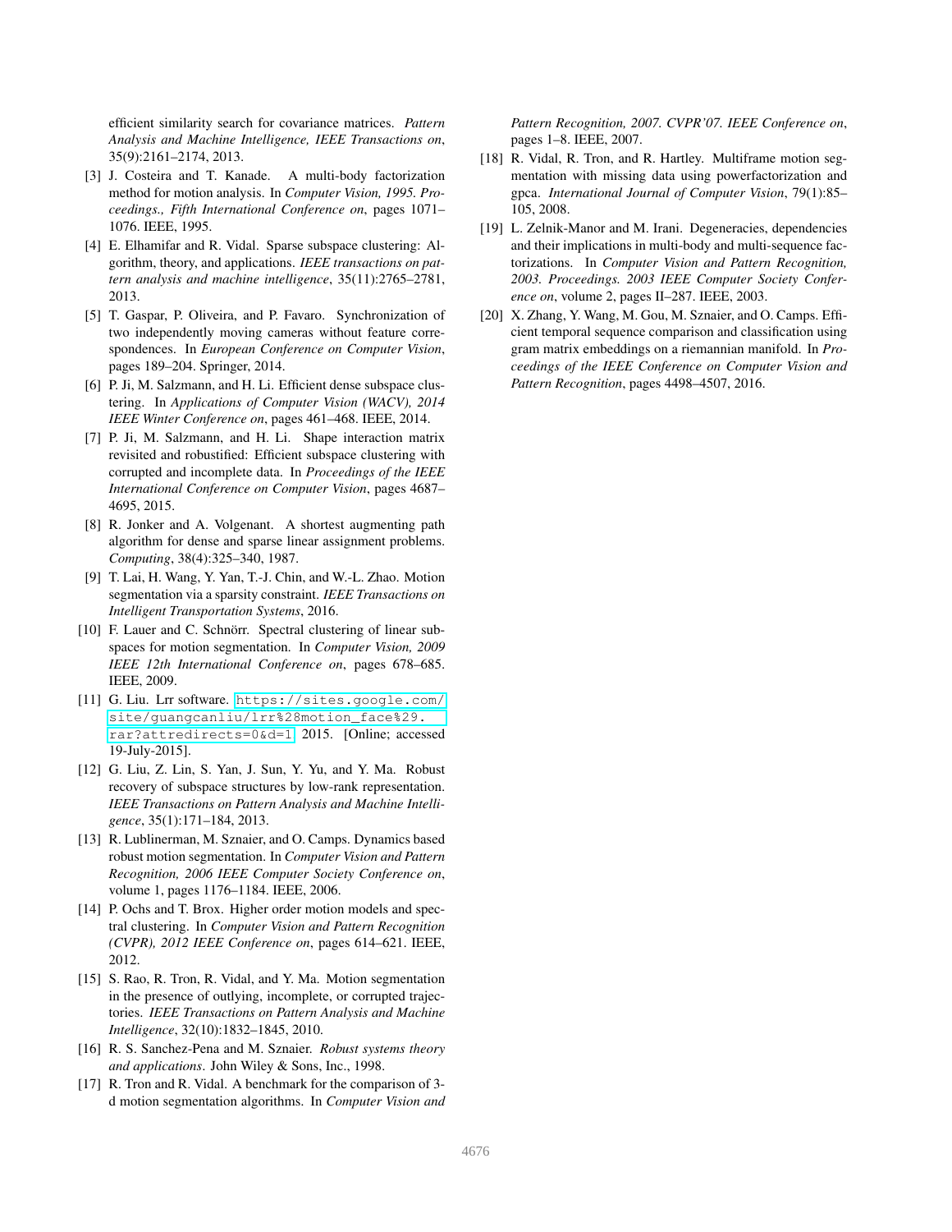efficient similarity search for covariance matrices. *Pattern Analysis and Machine Intelligence, IEEE Transactions on*, 35(9):2161–2174, 2013.

[3] J. Costeira and T. Kanade. A multi-body factorization method for motion analysis. In *Computer Vision, 1995. Proceedings., Fifth International Conference on*, pages 1071–1076. IEEE, 1995.

[4] E. Elhamifar and R. Vidal. Sparse subspace clustering: Algorithm, theory, and applications. *IEEE transactions on pattern analysis and machine intelligence*, 35(11):2765–2781, 2013.

[5] T. Gaspar, P. Oliveira, and P. Favaro. Synchronization of two independently moving cameras without feature correspondences. In *European Conference on Computer Vision*, pages 189–204. Springer, 2014.

[6] P. Ji, M. Salzmann, and H. Li. Efficient dense subspace clustering. In *Applications of Computer Vision (WACV), 2014 IEEE Winter Conference on*, pages 461–468. IEEE, 2014.

[7] P. Ji, M. Salzmann, and H. Li. Shape interaction matrix revisited and robustified: Efficient subspace clustering with corrupted and incomplete data. In *Proceedings of the IEEE International Conference on Computer Vision*, pages 4687–4695, 2015.

[8] R. Jonker and A. Volgenant. A shortest augmenting path algorithm for dense and sparse linear assignment problems. *Computing*, 38(4):325–340, 1987.

[9] T. Lai, H. Wang, Y. Yan, T.-J. Chin, and W.-L. Zhao. Motion segmentation via a sparsity constraint. *IEEE Transactions on Intelligent Transportation Systems*, 2016.

[10] F. Lauer and C. Schnörr. Spectral clustering of linear subspaces for motion segmentation. In *Computer Vision, 2009 IEEE 12th International Conference on*, pages 678–685. IEEE, 2009.

[11] G. Liu. Lrr software. https://sites.google.com/site/guangcanliu/lrr%28motion_face%29.rar?attredirects=0&d=1, 2015. [Online; accessed 19-July-2015].

[12] G. Liu, Z. Lin, S. Yan, J. Sun, Y. Yu, and Y. Ma. Robust recovery of subspace structures by low-rank representation. *IEEE Transactions on Pattern Analysis and Machine Intelligence*, 35(1):171–184, 2013.

[13] R. Lublinerman, M. Sznaier, and O. Camps. Dynamics based robust motion segmentation. In *Computer Vision and Pattern Recognition, 2006 IEEE Computer Society Conference on*, volume 1, pages 1176–1184. IEEE, 2006.

[14] P. Ochs and T. Brox. Higher order motion models and spectral clustering. In *Computer Vision and Pattern Recognition (CVPR), 2012 IEEE Conference on*, pages 614–621. IEEE, 2012.

[15] S. Rao, R. Tron, R. Vidal, and Y. Ma. Motion segmentation in the presence of outlying, incomplete, or corrupted trajectories. *IEEE Transactions on Pattern Analysis and Machine Intelligence*, 32(10):1832–1845, 2010.

[16] R. S. Sanchez-Pena and M. Sznaier. *Robust systems theory and applications*. John Wiley & Sons, Inc., 1998.

[17] R. Tron and R. Vidal. A benchmark for the comparison of 3-d motion segmentation algorithms. In *Computer Vision and Pattern Recognition, 2007. CVPR'07. IEEE Conference on*, pages 1–8. IEEE, 2007.

[18] R. Vidal, R. Tron, and R. Hartley. Multiframe motion segmentation with missing data using powerfactorization and gpca. *International Journal of Computer Vision*, 79(1):85–105, 2008.

[19] L. Zelnik-Manor and M. Irani. Degeneracies, dependencies and their implications in multi-body and multi-sequence factorizations. In *Computer Vision and Pattern Recognition, 2003. Proceedings. 2003 IEEE Computer Society Conference on*, volume 2, pages II–287. IEEE, 2003.

[20] X. Zhang, Y. Wang, M. Gou, M. Sznaier, and O. Camps. Efficient temporal sequence comparison and classification using gram matrix embeddings on a riemannian manifold. In *Proceedings of the IEEE Conference on Computer Vision and Pattern Recognition*, pages 4498–4507, 2016.